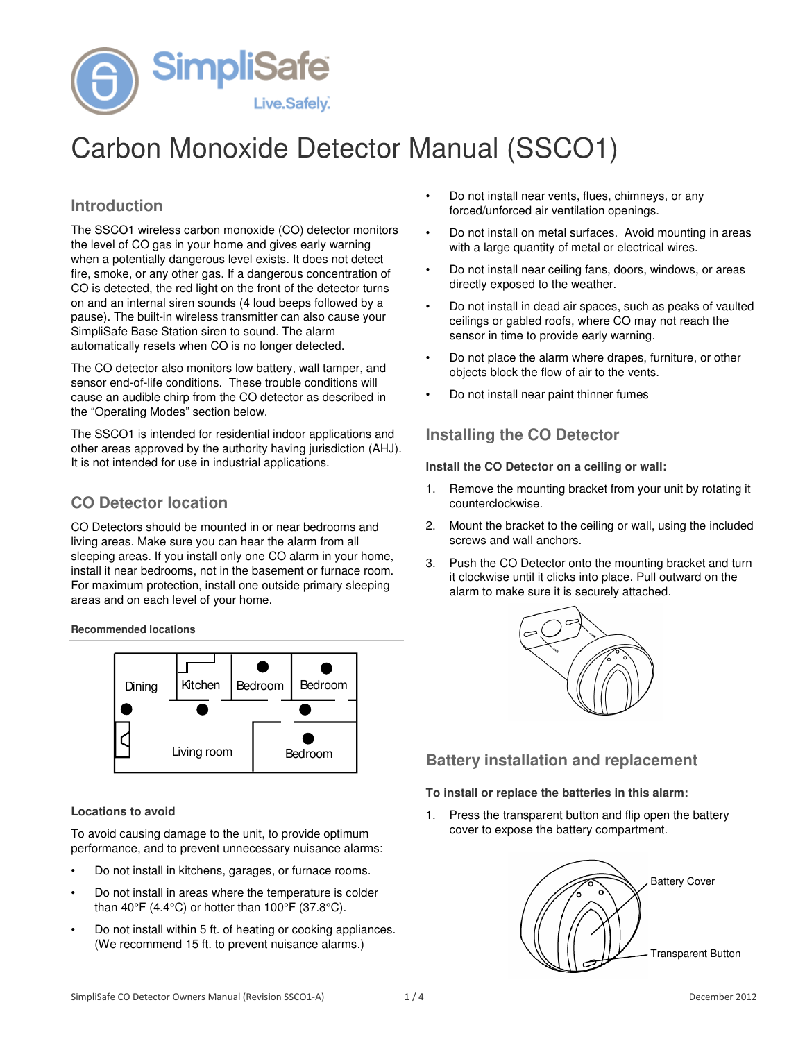# Carbon Monoxide Detector Manual (SSCO1)

## Introduction

The SSCO1 wireless carbon monoxide (CO) detector monitors the level of CO gas in your home and gives early warning when a potentially dangerous level exists. It does not detect fire, smoke, or any other gas. If a dangerous concentration of CO is detected, the red light on the front of the detector turns on and an internal siren sounds (4 loud beeps followed by a pause). The built-in wireless transmitter can also cause your SimpliSafe Base Station siren to sound. The alarm automatically resets when CO is no longer detected.

The CO detector also monitors low battery, wall tamper, and sensor end-of-life conditions. These trouble conditions will cause an audible chirp from the CO detector as described in the "Operating Modes" section below.

The SSCO1 is intended for residential indoor applications and other areas approved by the authority having jurisdiction (AHJ). It is not intended for use in industrial applications.

## CO Detector location

CO Detectors should be mounted in or near bedrooms and living areas. Make sure you can hear the alarm from all sleeping areas. If you install only one CO alarm in your home, install it near bedrooms, not in the basement or furnace room. For maximum protection, install one outside primary sleeping areas and on each level of your home.

**Recommended locations**

Dining, Kitchen, Bedroom, Bedroom, Living room, Bedroom

**Locations to avoid**

To avoid causing damage to the unit, to provide optimum performance, and to prevent unnecessary nuisance alarms:

- Do not install in kitchens, garages, or furnace rooms.
- Do not install in areas where the temperature is colder than 40°F (4.4°C) or hotter than 100°F (37.8°C).
- Do not install within 5 ft. of heating or cooking appliances. (We recommend 15 ft. to prevent nuisance alarms.)
- Do not install near vents, flues, chimneys, or any forced/unforced air ventilation openings.
- Do not install on metal surfaces. Avoid mounting in areas with a large quantity of metal or electrical wires.
- Do not install near ceiling fans, doors, windows, or areas directly exposed to the weather.
- Do not install in dead air spaces, such as peaks of vaulted ceilings or gabled roofs, where CO may not reach the sensor in time to provide early warning.
- Do not place the alarm where drapes, furniture, or other objects block the flow of air to the vents.
- Do not install near paint thinner fumes

## Installing the CO Detector

**Install the CO Detector on a ceiling or wall:**

1. Remove the mounting bracket from your unit by rotating it counterclockwise.
2. Mount the bracket to the ceiling or wall, using the included screws and wall anchors.
3. Push the CO Detector onto the mounting bracket and turn it clockwise until it clicks into place. Pull outward on the alarm to make sure it is securely attached.

## Battery installation and replacement

**To install or replace the batteries in this alarm:**

1. Press the transparent button and flip open the battery cover to expose the battery compartment.

Battery Cover

Transparent Button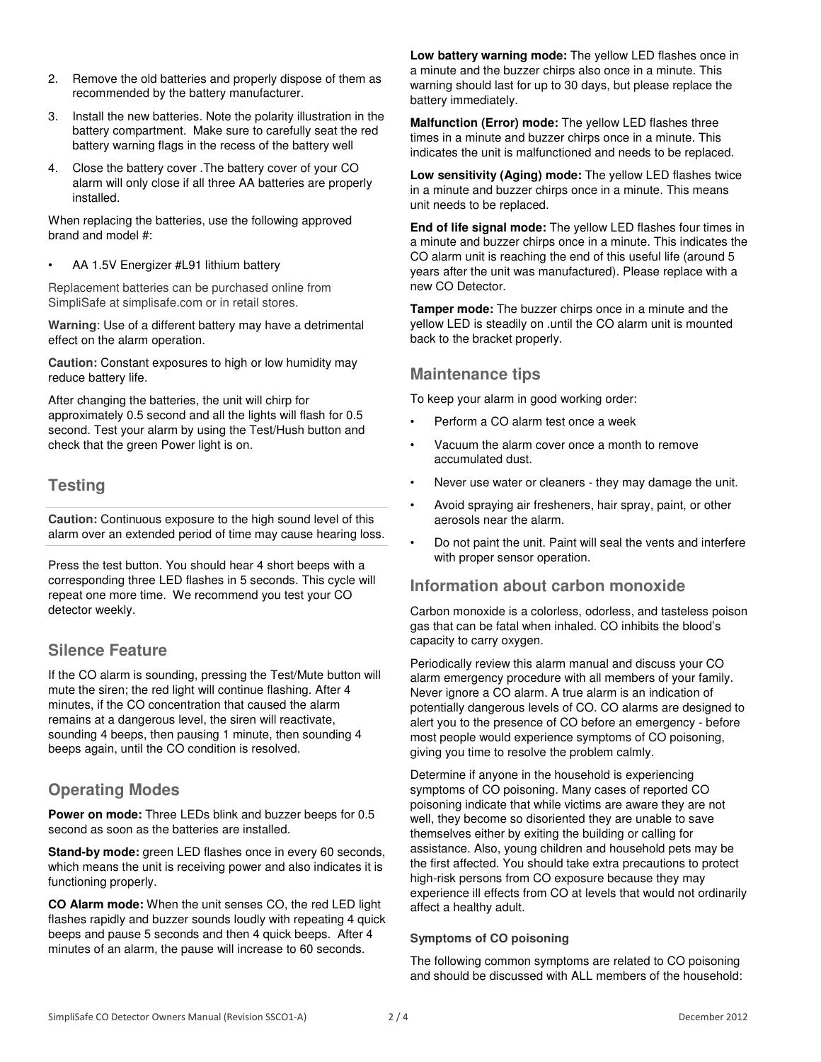2. Remove the old batteries and properly dispose of them as recommended by the battery manufacturer.
3. Install the new batteries. Note the polarity illustration in the battery compartment. Make sure to carefully seat the red battery warning flags in the recess of the battery well
4. Close the battery cover .The battery cover of your CO alarm will only close if all three AA batteries are properly installed.

When replacing the batteries, use the following approved brand and model #:

- AA 1.5V Energizer #L91 lithium battery

Replacement batteries can be purchased online from SimpliSafe at simplisafe.com or in retail stores.

**Warning**: Use of a different battery may have a detrimental effect on the alarm operation.

**Caution:** Constant exposures to high or low humidity may reduce battery life.

After changing the batteries, the unit will chirp for approximately 0.5 second and all the lights will flash for 0.5 second. Test your alarm by using the Test/Hush button and check that the green Power light is on.

## Testing

**Caution:** Continuous exposure to the high sound level of this alarm over an extended period of time may cause hearing loss.

Press the test button. You should hear 4 short beeps with a corresponding three LED flashes in 5 seconds. This cycle will repeat one more time. We recommend you test your CO detector weekly.

## Silence Feature

If the CO alarm is sounding, pressing the Test/Mute button will mute the siren; the red light will continue flashing. After 4 minutes, if the CO concentration that caused the alarm remains at a dangerous level, the siren will reactivate, sounding 4 beeps, then pausing 1 minute, then sounding 4 beeps again, until the CO condition is resolved.

## Operating Modes

**Power on mode:** Three LEDs blink and buzzer beeps for 0.5 second as soon as the batteries are installed.

**Stand-by mode:** green LED flashes once in every 60 seconds, which means the unit is receiving power and also indicates it is functioning properly.

**CO Alarm mode:** When the unit senses CO, the red LED light flashes rapidly and buzzer sounds loudly with repeating 4 quick beeps and pause 5 seconds and then 4 quick beeps. After 4 minutes of an alarm, the pause will increase to 60 seconds.

**Low battery warning mode:** The yellow LED flashes once in a minute and the buzzer chirps also once in a minute. This warning should last for up to 30 days, but please replace the battery immediately.

**Malfunction (Error) mode:** The yellow LED flashes three times in a minute and buzzer chirps once in a minute. This indicates the unit is malfunctioned and needs to be replaced.

**Low sensitivity (Aging) mode:** The yellow LED flashes twice in a minute and buzzer chirps once in a minute. This means unit needs to be replaced.

**End of life signal mode:** The yellow LED flashes four times in a minute and buzzer chirps once in a minute. This indicates the CO alarm unit is reaching the end of this useful life (around 5 years after the unit was manufactured). Please replace with a new CO Detector.

**Tamper mode:** The buzzer chirps once in a minute and the yellow LED is steadily on .until the CO alarm unit is mounted back to the bracket properly.

## Maintenance tips

To keep your alarm in good working order:

- Perform a CO alarm test once a week
- Vacuum the alarm cover once a month to remove accumulated dust.
- Never use water or cleaners - they may damage the unit.
- Avoid spraying air fresheners, hair spray, paint, or other aerosols near the alarm.
- Do not paint the unit. Paint will seal the vents and interfere with proper sensor operation.

## Information about carbon monoxide

Carbon monoxide is a colorless, odorless, and tasteless poison gas that can be fatal when inhaled. CO inhibits the blood's capacity to carry oxygen.

Periodically review this alarm manual and discuss your CO alarm emergency procedure with all members of your family. Never ignore a CO alarm. A true alarm is an indication of potentially dangerous levels of CO. CO alarms are designed to alert you to the presence of CO before an emergency - before most people would experience symptoms of CO poisoning, giving you time to resolve the problem calmly.

Determine if anyone in the household is experiencing symptoms of CO poisoning. Many cases of reported CO poisoning indicate that while victims are aware they are not well, they become so disoriented they are unable to save themselves either by exiting the building or calling for assistance. Also, young children and household pets may be the first affected. You should take extra precautions to protect high-risk persons from CO exposure because they may experience ill effects from CO at levels that would not ordinarily affect a healthy adult.

### Symptoms of CO poisoning

The following common symptoms are related to CO poisoning and should be discussed with ALL members of the household: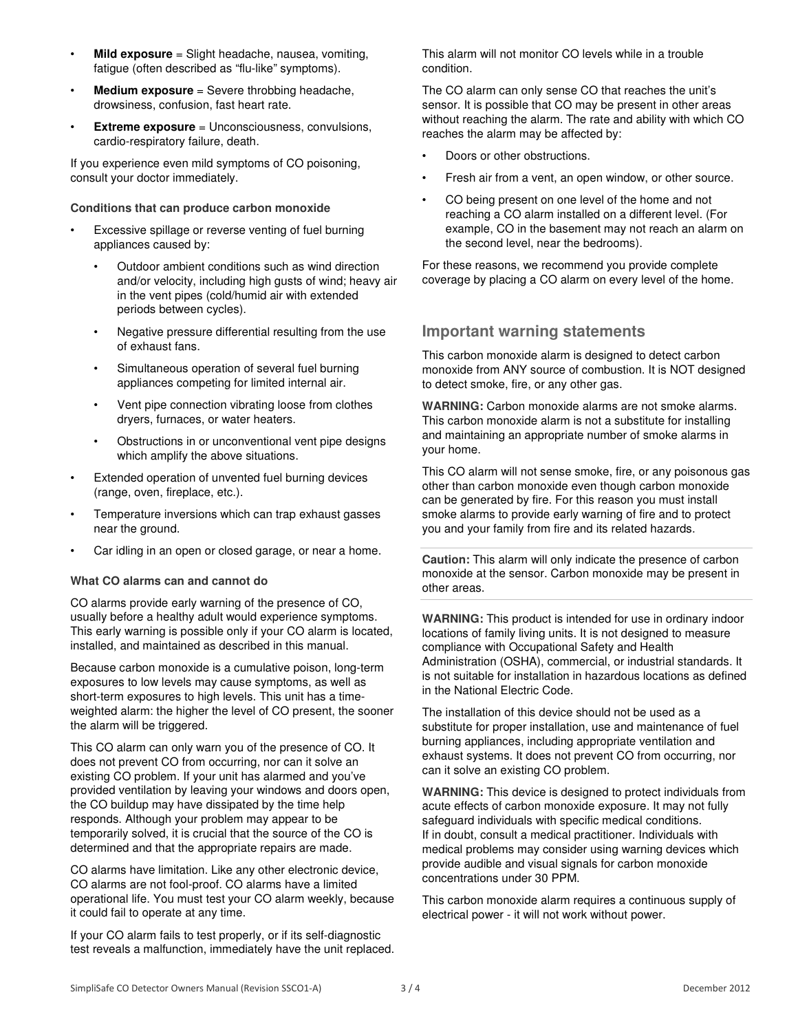- **Mild exposure** = Slight headache, nausea, vomiting, fatigue (often described as “flu-like” symptoms).
- **Medium exposure** = Severe throbbing headache, drowsiness, confusion, fast heart rate.
- **Extreme exposure** = Unconsciousness, convulsions, cardio-respiratory failure, death.

If you experience even mild symptoms of CO poisoning, consult your doctor immediately.

#### Conditions that can produce carbon monoxide

- Excessive spillage or reverse venting of fuel burning appliances caused by:
  - Outdoor ambient conditions such as wind direction and/or velocity, including high gusts of wind; heavy air in the vent pipes (cold/humid air with extended periods between cycles).
  - Negative pressure differential resulting from the use of exhaust fans.
  - Simultaneous operation of several fuel burning appliances competing for limited internal air.
  - Vent pipe connection vibrating loose from clothes dryers, furnaces, or water heaters.
  - Obstructions in or unconventional vent pipe designs which amplify the above situations.
- Extended operation of unvented fuel burning devices (range, oven, fireplace, etc.).
- Temperature inversions which can trap exhaust gasses near the ground.
- Car idling in an open or closed garage, or near a home.

#### What CO alarms can and cannot do

CO alarms provide early warning of the presence of CO, usually before a healthy adult would experience symptoms. This early warning is possible only if your CO alarm is located, installed, and maintained as described in this manual.

Because carbon monoxide is a cumulative poison, long-term exposures to low levels may cause symptoms, as well as short-term exposures to high levels. This unit has a time-weighted alarm: the higher the level of CO present, the sooner the alarm will be triggered.

This CO alarm can only warn you of the presence of CO. It does not prevent CO from occurring, nor can it solve an existing CO problem. If your unit has alarmed and you’ve provided ventilation by leaving your windows and doors open, the CO buildup may have dissipated by the time help responds. Although your problem may appear to be temporarily solved, it is crucial that the source of the CO is determined and that the appropriate repairs are made.

CO alarms have limitation. Like any other electronic device, CO alarms are not fool-proof. CO alarms have a limited operational life. You must test your CO alarm weekly, because it could fail to operate at any time.

If your CO alarm fails to test properly, or if its self-diagnostic test reveals a malfunction, immediately have the unit replaced. This alarm will not monitor CO levels while in a trouble condition.

The CO alarm can only sense CO that reaches the unit’s sensor. It is possible that CO may be present in other areas without reaching the alarm. The rate and ability with which CO reaches the alarm may be affected by:

- Doors or other obstructions.
- Fresh air from a vent, an open window, or other source.
- CO being present on one level of the home and not reaching a CO alarm installed on a different level. (For example, CO in the basement may not reach an alarm on the second level, near the bedrooms).

For these reasons, we recommend you provide complete coverage by placing a CO alarm on every level of the home.

## Important warning statements

This carbon monoxide alarm is designed to detect carbon monoxide from ANY source of combustion. It is NOT designed to detect smoke, fire, or any other gas.

**WARNING:** Carbon monoxide alarms are not smoke alarms. This carbon monoxide alarm is not a substitute for installing and maintaining an appropriate number of smoke alarms in your home.

This CO alarm will not sense smoke, fire, or any poisonous gas other than carbon monoxide even though carbon monoxide can be generated by fire. For this reason you must install smoke alarms to provide early warning of fire and to protect you and your family from fire and its related hazards.

**Caution:** This alarm will only indicate the presence of carbon monoxide at the sensor. Carbon monoxide may be present in other areas.

**WARNING:** This product is intended for use in ordinary indoor locations of family living units. It is not designed to measure compliance with Occupational Safety and Health Administration (OSHA), commercial, or industrial standards. It is not suitable for installation in hazardous locations as defined in the National Electric Code.

The installation of this device should not be used as a substitute for proper installation, use and maintenance of fuel burning appliances, including appropriate ventilation and exhaust systems. It does not prevent CO from occurring, nor can it solve an existing CO problem.

**WARNING:** This device is designed to protect individuals from acute effects of carbon monoxide exposure. It may not fully safeguard individuals with specific medical conditions. If in doubt, consult a medical practitioner. Individuals with medical problems may consider using warning devices which provide audible and visual signals for carbon monoxide concentrations under 30 PPM.

This carbon monoxide alarm requires a continuous supply of electrical power - it will not work without power.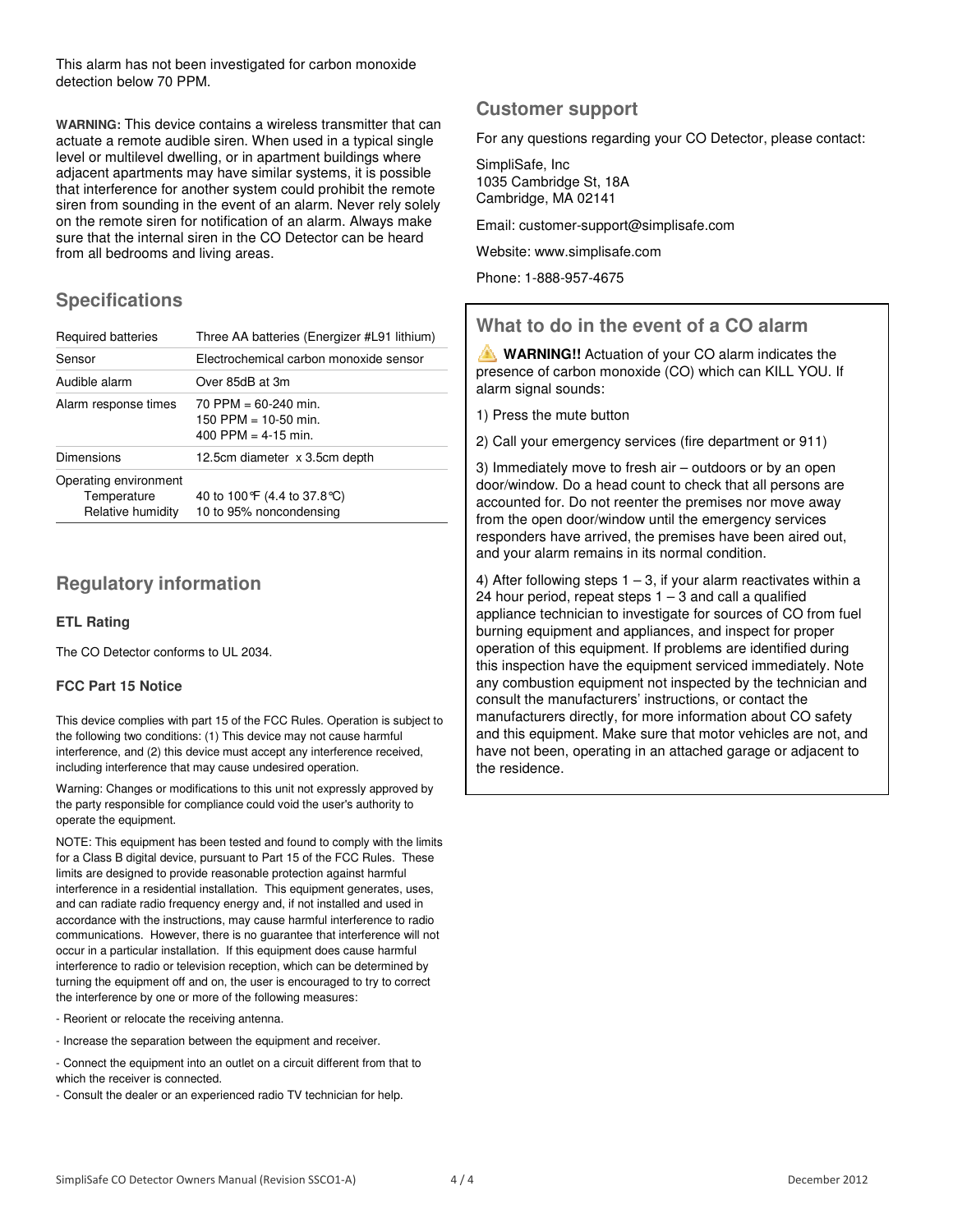This alarm has not been investigated for carbon monoxide detection below 70 PPM.

**WARNING:** This device contains a wireless transmitter that can actuate a remote audible siren. When used in a typical single level or multilevel dwelling, or in apartment buildings where adjacent apartments may have similar systems, it is possible that interference for another system could prohibit the remote siren from sounding in the event of an alarm. Never rely solely on the remote siren for notification of an alarm. Always make sure that the internal siren in the CO Detector can be heard from all bedrooms and living areas.

## Specifications

| | |
|---|---|
| Required batteries | Three AA batteries (Energizer #L91 lithium) |
| Sensor | Electrochemical carbon monoxide sensor |
| Audible alarm | Over 85dB at 3m |
| Alarm response times | 70 PPM = 60-240 min.<br>150 PPM = 10-50 min.<br>400 PPM = 4-15 min. |
| Dimensions | 12.5cm diameter x 3.5cm depth |
| Operating environment<br>Temperature<br>Relative humidity | <br>40 to 100°F (4.4 to 37.8°C)<br>10 to 95% noncondensing |

## Regulatory information

### ETL Rating

The CO Detector conforms to UL 2034.

### FCC Part 15 Notice

This device complies with part 15 of the FCC Rules. Operation is subject to the following two conditions: (1) This device may not cause harmful interference, and (2) this device must accept any interference received, including interference that may cause undesired operation.

Warning: Changes or modifications to this unit not expressly approved by the party responsible for compliance could void the user's authority to operate the equipment.

NOTE: This equipment has been tested and found to comply with the limits for a Class B digital device, pursuant to Part 15 of the FCC Rules. These limits are designed to provide reasonable protection against harmful interference in a residential installation. This equipment generates, uses, and can radiate radio frequency energy and, if not installed and used in accordance with the instructions, may cause harmful interference to radio communications. However, there is no guarantee that interference will not occur in a particular installation. If this equipment does cause harmful interference to radio or television reception, which can be determined by turning the equipment off and on, the user is encouraged to try to correct the interference by one or more of the following measures:

- Reorient or relocate the receiving antenna.
- Increase the separation between the equipment and receiver.
- Connect the equipment into an outlet on a circuit different from that to which the receiver is connected.
- Consult the dealer or an experienced radio TV technician for help.

## Customer support

For any questions regarding your CO Detector, please contact:

SimpliSafe, Inc  
1035 Cambridge St, 18A  
Cambridge, MA 02141

Email: customer-support@simplisafe.com

Website: www.simplisafe.com

Phone: 1-888-957-4675

## What to do in the event of a CO alarm

⚠ **WARNING!!** Actuation of your CO alarm indicates the presence of carbon monoxide (CO) which can KILL YOU. If alarm signal sounds:

1) Press the mute button

2) Call your emergency services (fire department or 911)

3) Immediately move to fresh air – outdoors or by an open door/window. Do a head count to check that all persons are accounted for. Do not reenter the premises nor move away from the open door/window until the emergency services responders have arrived, the premises have been aired out, and your alarm remains in its normal condition.

4) After following steps 1 – 3, if your alarm reactivates within a 24 hour period, repeat steps 1 – 3 and call a qualified appliance technician to investigate for sources of CO from fuel burning equipment and appliances, and inspect for proper operation of this equipment. If problems are identified during this inspection have the equipment serviced immediately. Note any combustion equipment not inspected by the technician and consult the manufacturers' instructions, or contact the manufacturers directly, for more information about CO safety and this equipment. Make sure that motor vehicles are not, and have not been, operating in an attached garage or adjacent to the residence.